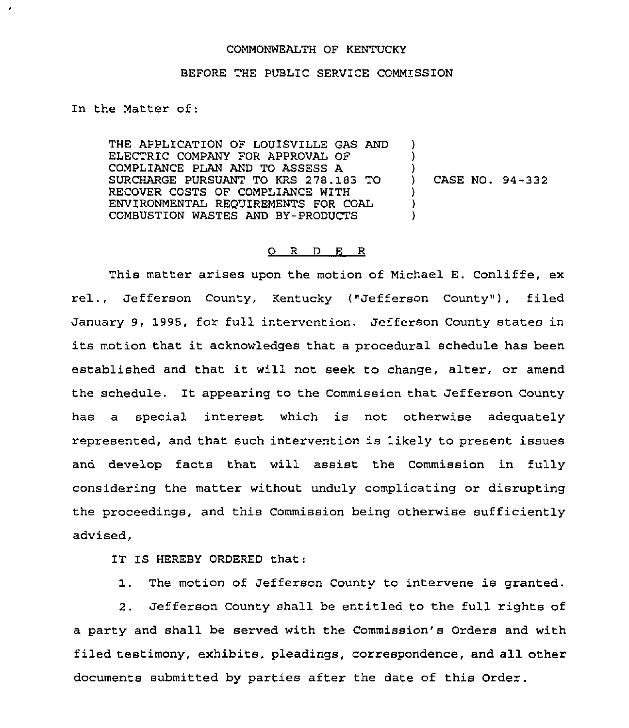COMMONWEALTH OF KENTUCKY

BEFORE THE PUBLIC SERVICE COMMISSION

In the Matter of:

| | | |
|---|---|---|
| THE APPLICATION OF LOUISVILLE GAS AND ELECTRIC COMPANY FOR APPROVAL OF COMPLIANCE PLAN AND TO ASSESS A SURCHARGE PURSUANT TO KRS 278.183 TO RECOVER COSTS OF COMPLIANCE WITH ENVIRONMENTAL REQUIREMENTS FOR COAL COMBUSTION WASTES AND BY-PRODUCTS | ) | CASE NO. 94-332 |

## O R D E R

This matter arises upon the motion of Michael E. Conliffe, ex rel., Jefferson County, Kentucky ("Jefferson County"), filed January 9, 1995, for full intervention. Jefferson County states in its motion that it acknowledges that a procedural schedule has been established and that it will not seek to change, alter, or amend the schedule. It appearing to the Commission that Jefferson County has a special interest which is not otherwise adequately represented, and that such intervention is likely to present issues and develop facts that will assist the Commission in fully considering the matter without unduly complicating or disrupting the proceedings, and this Commission being otherwise sufficiently advised,

IT IS HEREBY ORDERED that:

1. The motion of Jefferson County to intervene is granted.

2. Jefferson County shall be entitled to the full rights of a party and shall be served with the Commission's Orders and with filed testimony, exhibits, pleadings, correspondence, and all other documents submitted by parties after the date of this Order.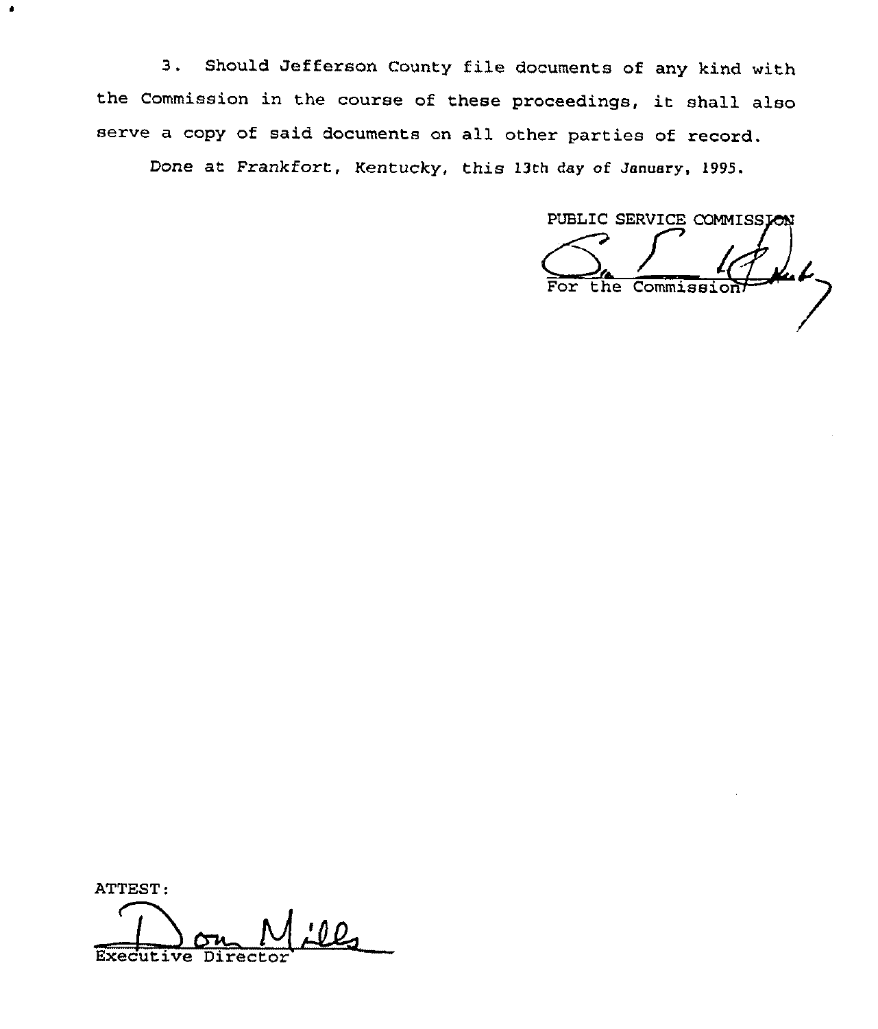3. Should Jefferson County file documents of any kind with the Commission in the course of these proceedings, it shall also serve a copy of said documents on all other parties of record.

Done at Frankfort, Kentucky, this 13th day of January, 1995.

PUBLIC SERVICE COMMISSION

For the Commission

ATTEST:

Executive Director